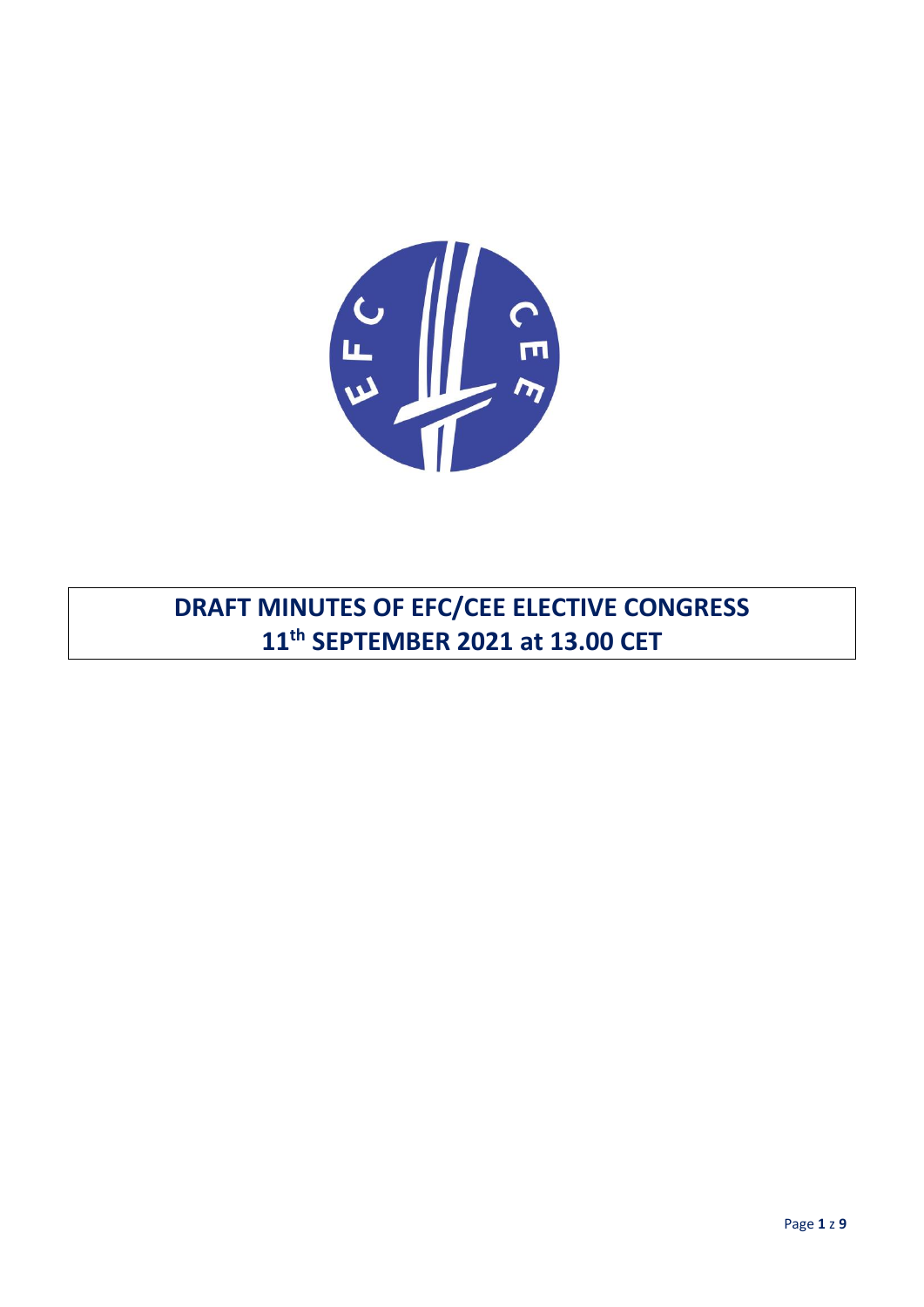# DRAFT MINUTES OF EFC/CEE ELECTIVE CONGRESS
# 11th SEPTEMBER 2021 at 13.00 CET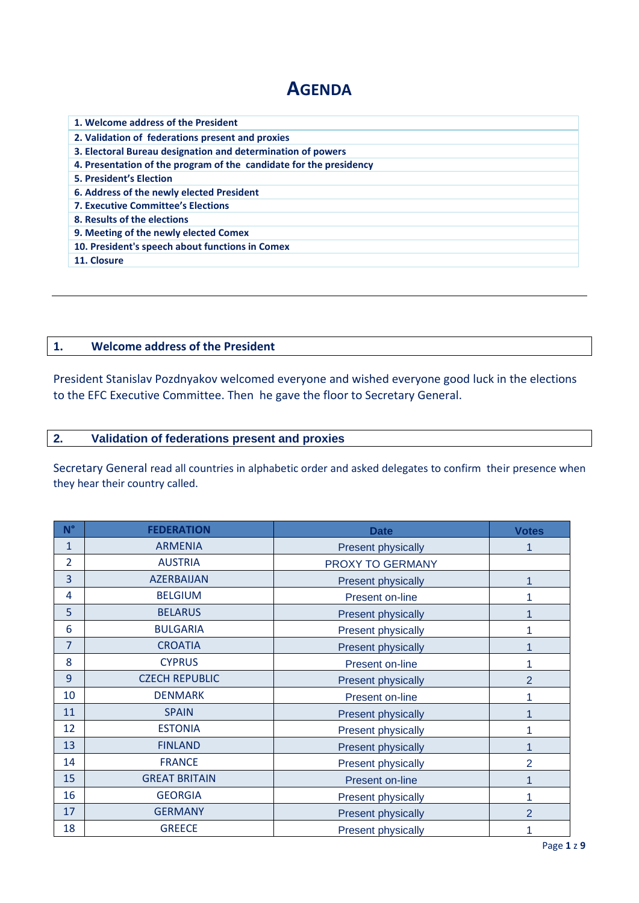# AGENDA

| |
|---|
| **1. Welcome address of the President** |
| **2. Validation of federations present and proxies** |
| **3. Electoral Bureau designation and determination of powers** |
| **4. Presentation of the program of the candidate for the presidency** |
| **5. President's Election** |
| **6. Address of the newly elected President** |
| **7. Executive Committee's Elections** |
| **8. Results of the elections** |
| **9. Meeting of the newly elected Comex** |
| **10. President's speech about functions in Comex** |
| **11. Closure** |

---

## 1. Welcome address of the President

President Stanislav Pozdnyakov welcomed everyone and wished everyone good luck in the elections to the EFC Executive Committee. Then he gave the floor to Secretary General.

## 2. Validation of federations present and proxies

Secretary General read all countries in alphabetic order and asked delegates to confirm their presence when they hear their country called.

| N° | FEDERATION | Date | Votes |
|---|---|---|---|
| 1 | ARMENIA | Present physically | 1 |
| 2 | AUSTRIA | PROXY TO GERMANY | |
| 3 | AZERBAIJAN | Present physically | 1 |
| 4 | BELGIUM | Present on-line | 1 |
| 5 | BELARUS | Present physically | 1 |
| 6 | BULGARIA | Present physically | 1 |
| 7 | CROATIA | Present physically | 1 |
| 8 | CYPRUS | Present on-line | 1 |
| 9 | CZECH REPUBLIC | Present physically | 2 |
| 10 | DENMARK | Present on-line | 1 |
| 11 | SPAIN | Present physically | 1 |
| 12 | ESTONIA | Present physically | 1 |
| 13 | FINLAND | Present physically | 1 |
| 14 | FRANCE | Present physically | 2 |
| 15 | GREAT BRITAIN | Present on-line | 1 |
| 16 | GEORGIA | Present physically | 1 |
| 17 | GERMANY | Present physically | 2 |
| 18 | GREECE | Present physically | 1 |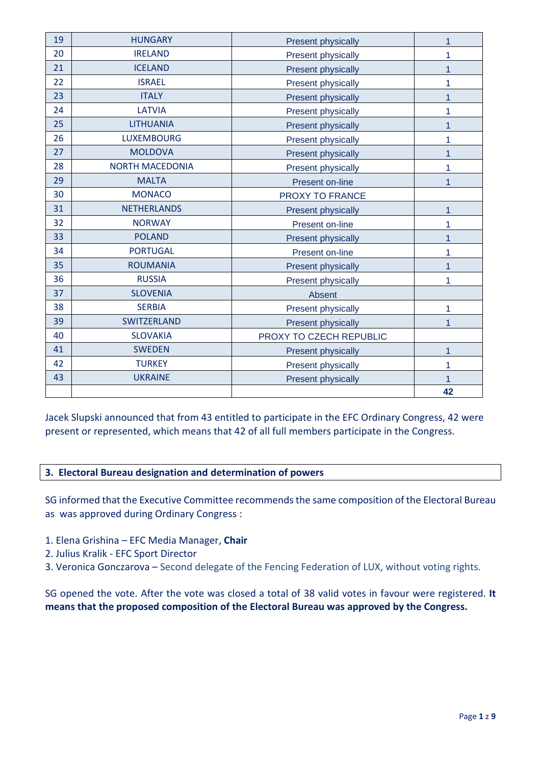| 19 | HUNGARY | Present physically | 1 |
|---|---|---|---|
| 20 | IRELAND | Present physically | 1 |
| 21 | ICELAND | Present physically | 1 |
| 22 | ISRAEL | Present physically | 1 |
| 23 | ITALY | Present physically | 1 |
| 24 | LATVIA | Present physically | 1 |
| 25 | LITHUANIA | Present physically | 1 |
| 26 | LUXEMBOURG | Present physically | 1 |
| 27 | MOLDOVA | Present physically | 1 |
| 28 | NORTH MACEDONIA | Present physically | 1 |
| 29 | MALTA | Present on-line | 1 |
| 30 | MONACO | PROXY TO FRANCE | |
| 31 | NETHERLANDS | Present physically | 1 |
| 32 | NORWAY | Present on-line | 1 |
| 33 | POLAND | Present physically | 1 |
| 34 | PORTUGAL | Present on-line | 1 |
| 35 | ROUMANIA | Present physically | 1 |
| 36 | RUSSIA | Present physically | 1 |
| 37 | SLOVENIA | Absent | |
| 38 | SERBIA | Present physically | 1 |
| 39 | SWITZERLAND | Present physically | 1 |
| 40 | SLOVAKIA | PROXY TO CZECH REPUBLIC | |
| 41 | SWEDEN | Present physically | 1 |
| 42 | TURKEY | Present physically | 1 |
| 43 | UKRAINE | Present physically | 1 |
| | | | **42** |

Jacek Slupski announced that from 43 entitled to participate in the EFC Ordinary Congress, 42 were present or represented, which means that 42 of all full members participate in the Congress.

## 3. Electoral Bureau designation and determination of powers

SG informed that the Executive Committee recommends the same composition of the Electoral Bureau as was approved during Ordinary Congress :

1. Elena Grishina – EFC Media Manager, **Chair**
2. Julius Kralik - EFC Sport Director
3. Veronica Gonczarova – Second delegate of the Fencing Federation of LUX, without voting rights.

SG opened the vote. After the vote was closed a total of 38 valid votes in favour were registered. **It means that the proposed composition of the Electoral Bureau was approved by the Congress.**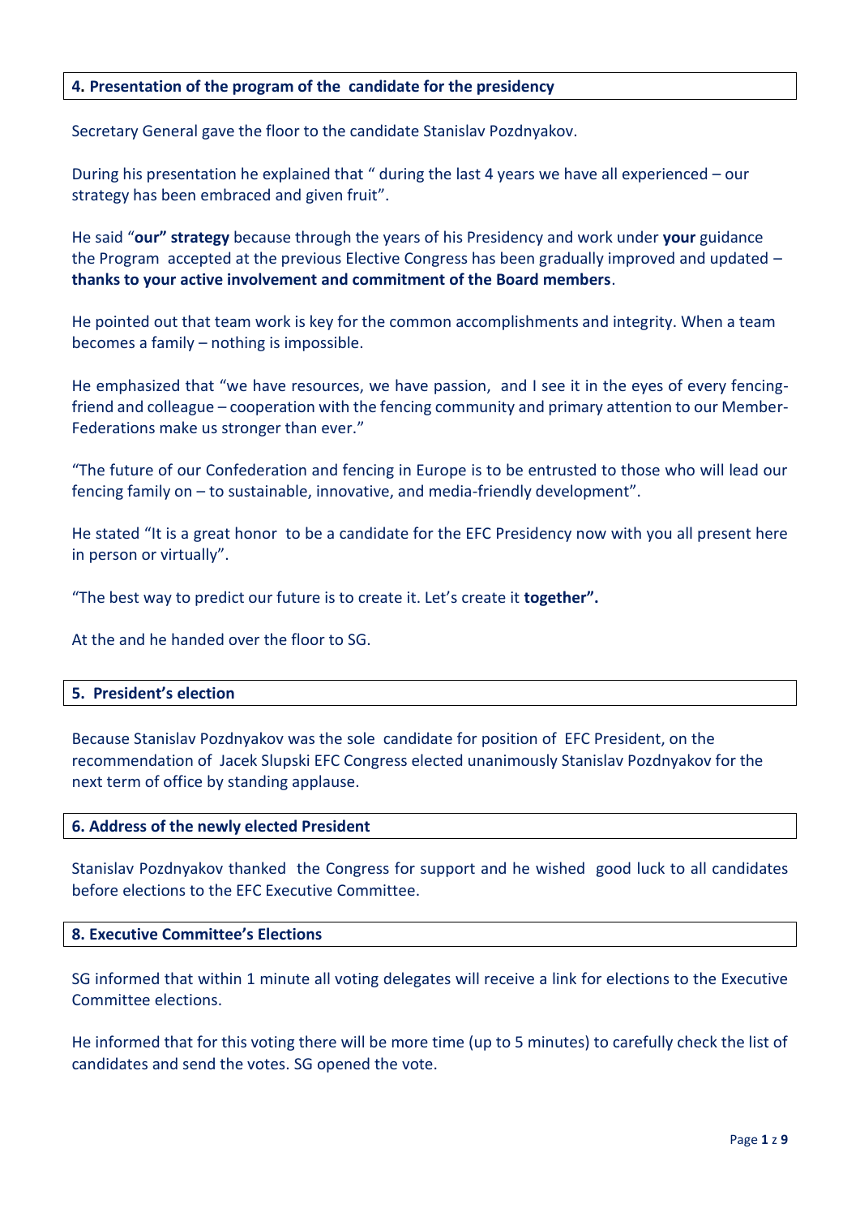## 4. Presentation of the program of the candidate for the presidency

Secretary General gave the floor to the candidate Stanislav Pozdnyakov.

During his presentation he explained that " during the last 4 years we have all experienced – our strategy has been embraced and given fruit".

He said "**our" strategy** because through the years of his Presidency and work under **your** guidance the Program accepted at the previous Elective Congress has been gradually improved and updated – **thanks to your active involvement and commitment of the Board members**.

He pointed out that team work is key for the common accomplishments and integrity. When a team becomes a family – nothing is impossible.

He emphasized that "we have resources, we have passion, and I see it in the eyes of every fencing-friend and colleague – cooperation with the fencing community and primary attention to our Member-Federations make us stronger than ever."

"The future of our Confederation and fencing in Europe is to be entrusted to those who will lead our fencing family on – to sustainable, innovative, and media-friendly development".

He stated "It is a great honor to be a candidate for the EFC Presidency now with you all present here in person or virtually".

"The best way to predict our future is to create it. Let's create it **together".**

At the and he handed over the floor to SG.

## 5. President's election

Because Stanislav Pozdnyakov was the sole candidate for position of EFC President, on the recommendation of Jacek Slupski EFC Congress elected unanimously Stanislav Pozdnyakov for the next term of office by standing applause.

## 6. Address of the newly elected President

Stanislav Pozdnyakov thanked the Congress for support and he wished good luck to all candidates before elections to the EFC Executive Committee.

## 8. Executive Committee's Elections

SG informed that within 1 minute all voting delegates will receive a link for elections to the Executive Committee elections.

He informed that for this voting there will be more time (up to 5 minutes) to carefully check the list of candidates and send the votes. SG opened the vote.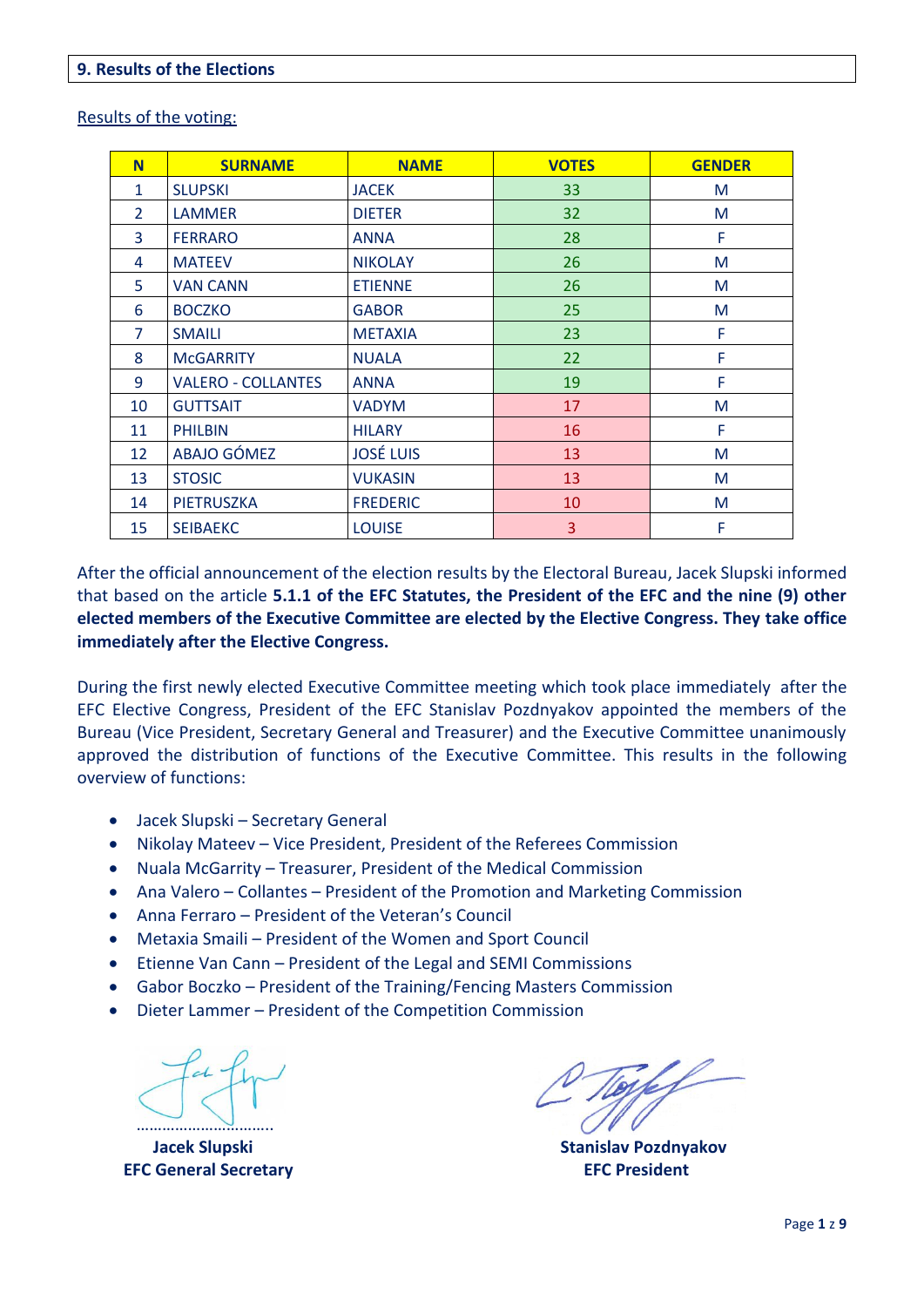## 9. Results of the Elections

Results of the voting:

| N | SURNAME | NAME | VOTES | GENDER |
|---|---|---|---|---|
| 1 | SLUPSKI | JACEK | 33 | M |
| 2 | LAMMER | DIETER | 32 | M |
| 3 | FERRARO | ANNA | 28 | F |
| 4 | MATEEV | NIKOLAY | 26 | M |
| 5 | VAN CANN | ETIENNE | 26 | M |
| 6 | BOCZKO | GABOR | 25 | M |
| 7 | SMAILI | METAXIA | 23 | F |
| 8 | McGARRITY | NUALA | 22 | F |
| 9 | VALERO - COLLANTES | ANNA | 19 | F |
| 10 | GUTTSAIT | VADYM | 17 | M |
| 11 | PHILBIN | HILARY | 16 | F |
| 12 | ABAJO GÓMEZ | JOSÉ LUIS | 13 | M |
| 13 | STOSIC | VUKASIN | 13 | M |
| 14 | PIETRUSZKA | FREDERIC | 10 | M |
| 15 | SEIBAEKC | LOUISE | 3 | F |

After the official announcement of the election results by the Electoral Bureau, Jacek Slupski informed that based on the article **5.1.1 of the EFC Statutes, the President of the EFC and the nine (9) other elected members of the Executive Committee are elected by the Elective Congress. They take office immediately after the Elective Congress.**

During the first newly elected Executive Committee meeting which took place immediately after the EFC Elective Congress, President of the EFC Stanislav Pozdnyakov appointed the members of the Bureau (Vice President, Secretary General and Treasurer) and the Executive Committee unanimously approved the distribution of functions of the Executive Committee. This results in the following overview of functions:

- Jacek Slupski – Secretary General
- Nikolay Mateev – Vice President, President of the Referees Commission
- Nuala McGarrity – Treasurer, President of the Medical Commission
- Ana Valero – Collantes – President of the Promotion and Marketing Commission
- Anna Ferraro – President of the Veteran's Council
- Metaxia Smaili – President of the Women and Sport Council
- Etienne Van Cann – President of the Legal and SEMI Commissions
- Gabor Boczko – President of the Training/Fencing Masters Commission
- Dieter Lammer – President of the Competition Commission

……………………………

**Jacek Slupski**
**EFC General Secretary**

**Stanislav Pozdnyakov**
**EFC President**